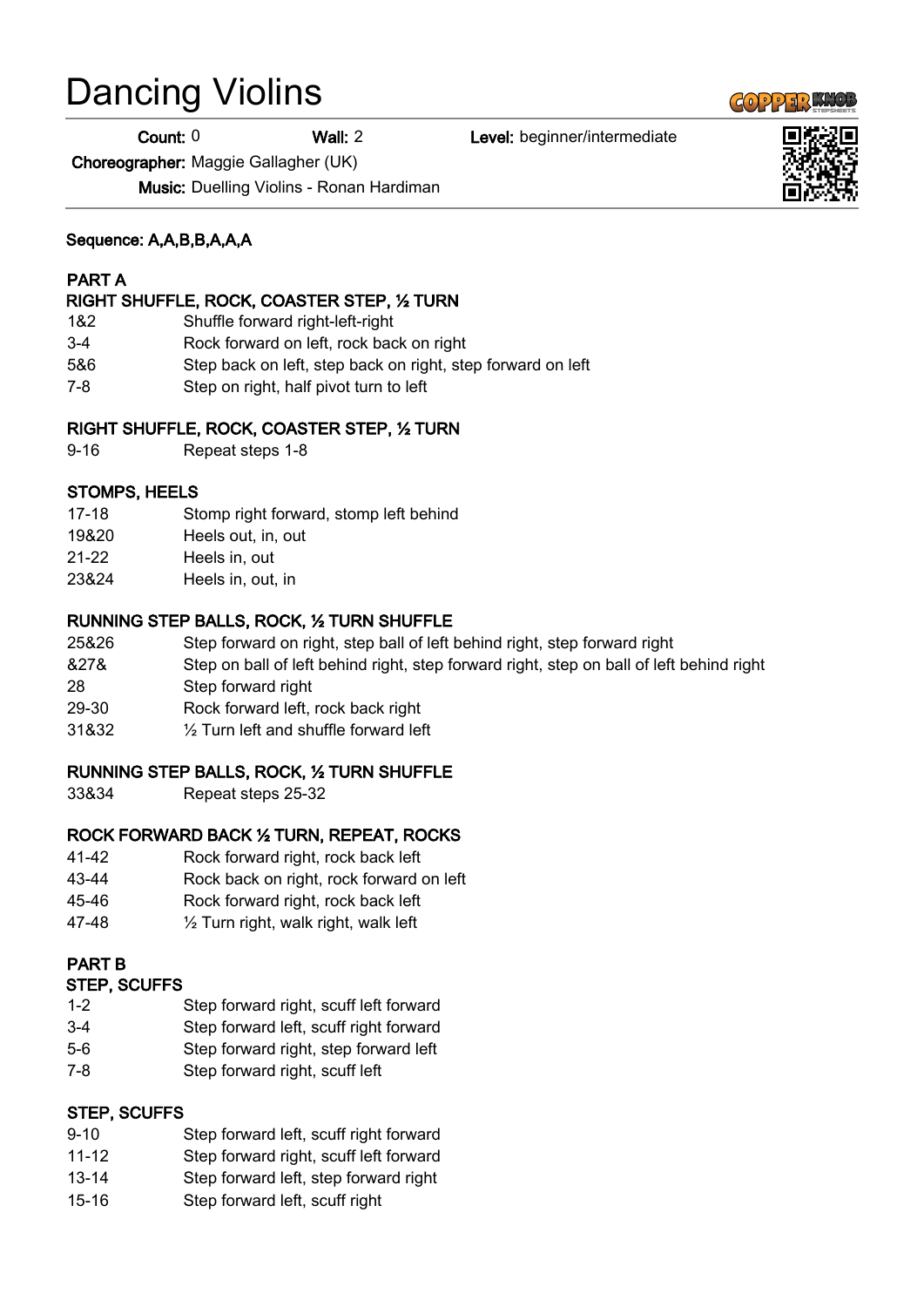# Dancing Violins

**Count:** 0 **Wall:** 2 **Level:** beginner/intermediate

**Choreographer:** Maggie Gallagher (UK)

**Music:** Duelling Violins - Ronan Hardiman

**Sequence: A,A,B,B,A,A,A**

**PART A**

**RIGHT SHUFFLE, ROCK, COASTER STEP, ½ TURN**

| | |
|---|---|
| 1&2 | Shuffle forward right-left-right |
| 3-4 | Rock forward on left, rock back on right |
| 5&6 | Step back on left, step back on right, step forward on left |
| 7-8 | Step on right, half pivot turn to left |

**RIGHT SHUFFLE, ROCK, COASTER STEP, ½ TURN**

| | |
|---|---|
| 9-16 | Repeat steps 1-8 |

**STOMPS, HEELS**

| | |
|---|---|
| 17-18 | Stomp right forward, stomp left behind |
| 19&20 | Heels out, in, out |
| 21-22 | Heels in, out |
| 23&24 | Heels in, out, in |

**RUNNING STEP BALLS, ROCK, ½ TURN SHUFFLE**

| | |
|---|---|
| 25&26 | Step forward on right, step ball of left behind right, step forward right |
| &27& | Step on ball of left behind right, step forward right, step on ball of left behind right |
| 28 | Step forward right |
| 29-30 | Rock forward left, rock back right |
| 31&32 | ½ Turn left and shuffle forward left |

**RUNNING STEP BALLS, ROCK, ½ TURN SHUFFLE**

| | |
|---|---|
| 33&34 | Repeat steps 25-32 |

**ROCK FORWARD BACK ½ TURN, REPEAT, ROCKS**

| | |
|---|---|
| 41-42 | Rock forward right, rock back left |
| 43-44 | Rock back on right, rock forward on left |
| 45-46 | Rock forward right, rock back left |
| 47-48 | ½ Turn right, walk right, walk left |

**PART B**

**STEP, SCUFFS**

| | |
|---|---|
| 1-2 | Step forward right, scuff left forward |
| 3-4 | Step forward left, scuff right forward |
| 5-6 | Step forward right, step forward left |
| 7-8 | Step forward right, scuff left |

**STEP, SCUFFS**

| | |
|---|---|
| 9-10 | Step forward left, scuff right forward |
| 11-12 | Step forward right, scuff left forward |
| 13-14 | Step forward left, step forward right |
| 15-16 | Step forward left, scuff right |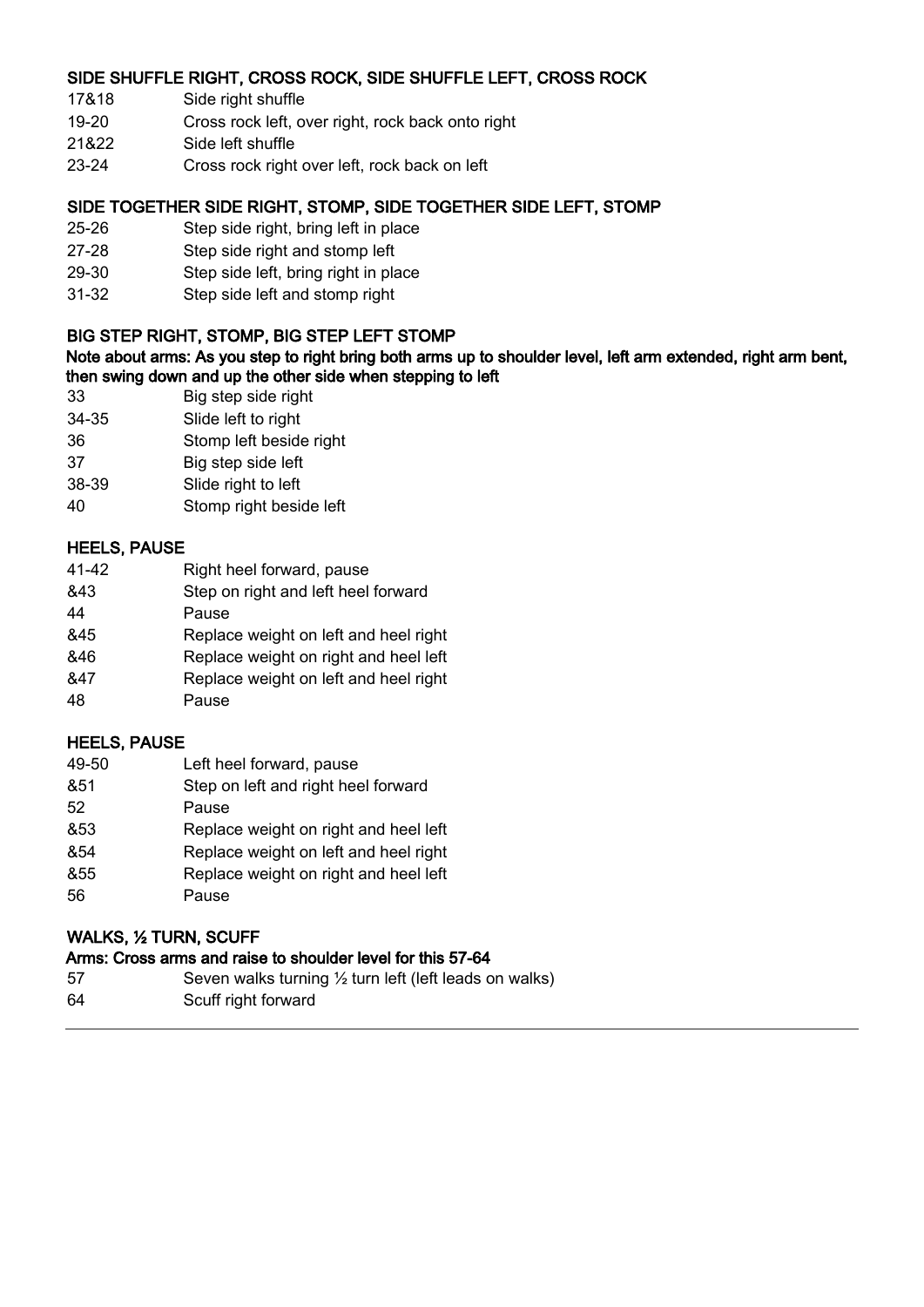### SIDE SHUFFLE RIGHT, CROSS ROCK, SIDE SHUFFLE LEFT, CROSS ROCK

| | |
|---|---|
| 17&18 | Side right shuffle |
| 19-20 | Cross rock left, over right, rock back onto right |
| 21&22 | Side left shuffle |
| 23-24 | Cross rock right over left, rock back on left |

### SIDE TOGETHER SIDE RIGHT, STOMP, SIDE TOGETHER SIDE LEFT, STOMP

| | |
|---|---|
| 25-26 | Step side right, bring left in place |
| 27-28 | Step side right and stomp left |
| 29-30 | Step side left, bring right in place |
| 31-32 | Step side left and stomp right |

### BIG STEP RIGHT, STOMP, BIG STEP LEFT STOMP

**Note about arms: As you step to right bring both arms up to shoulder level, left arm extended, right arm bent, then swing down and up the other side when stepping to left**

| | |
|---|---|
| 33 | Big step side right |
| 34-35 | Slide left to right |
| 36 | Stomp left beside right |
| 37 | Big step side left |
| 38-39 | Slide right to left |
| 40 | Stomp right beside left |

### HEELS, PAUSE

| | |
|---|---|
| 41-42 | Right heel forward, pause |
| &43 | Step on right and left heel forward |
| 44 | Pause |
| &45 | Replace weight on left and heel right |
| &46 | Replace weight on right and heel left |
| &47 | Replace weight on left and heel right |
| 48 | Pause |

### HEELS, PAUSE

| | |
|---|---|
| 49-50 | Left heel forward, pause |
| &51 | Step on left and right heel forward |
| 52 | Pause |
| &53 | Replace weight on right and heel left |
| &54 | Replace weight on left and heel right |
| &55 | Replace weight on right and heel left |
| 56 | Pause |

### WALKS, ½ TURN, SCUFF

**Arms: Cross arms and raise to shoulder level for this 57-64**

| | |
|---|---|
| 57 | Seven walks turning ½ turn left (left leads on walks) |
| 64 | Scuff right forward |